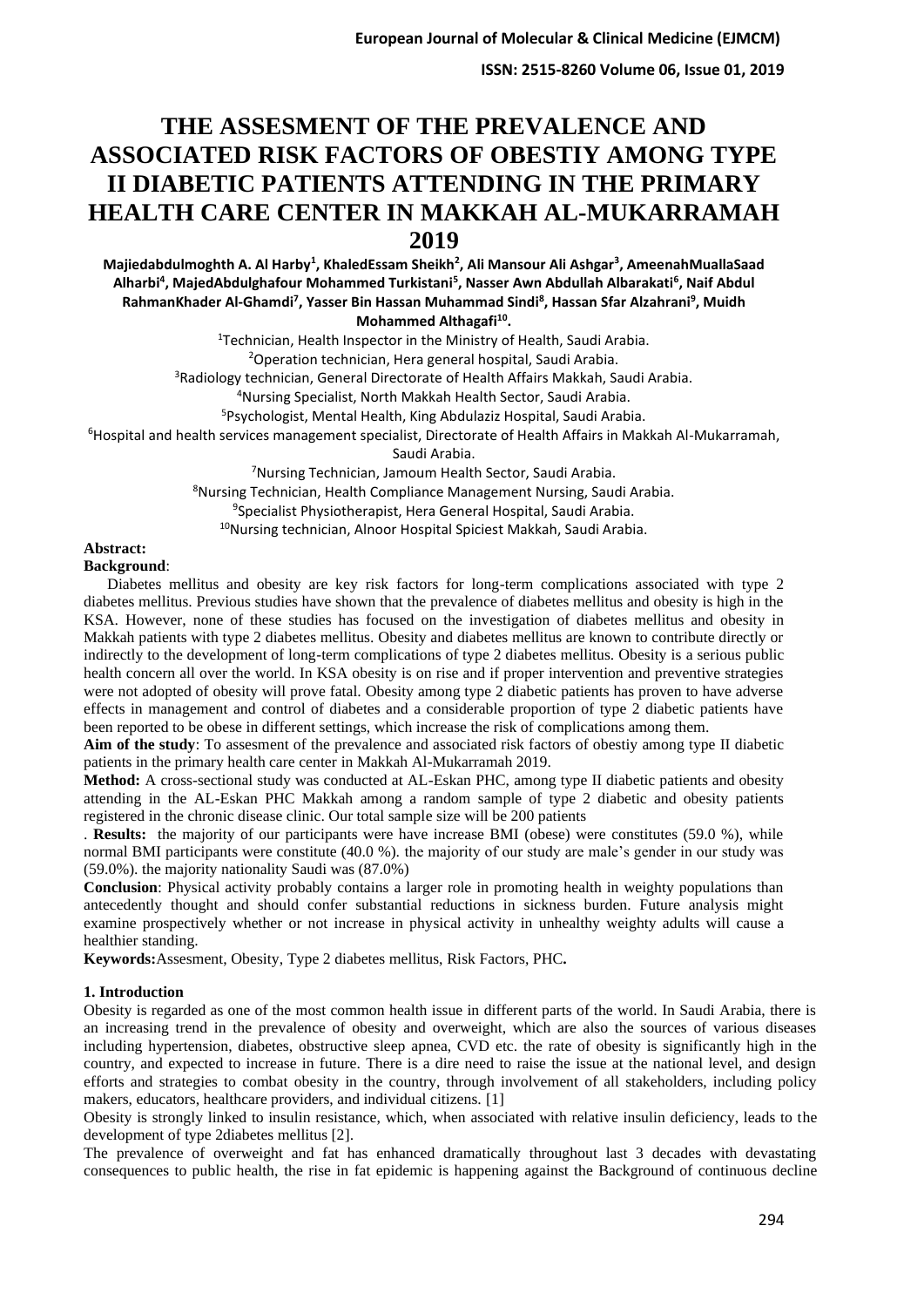# THE ASSESMENT OF THE PREVALENCE AND ASSOCIATED RISK FACTORS OF OBESTIY AMONG TYPE II DIABETIC PATIENTS ATTENDING IN THE PRIMARY HEALTH CARE CENTER IN MAKKAH AL-MUKARRAMAH 2019

**Majiedabdulmoghth A. Al Harby[1], KhaledEssam Sheikh[2], Ali Mansour Ali Ashgar[3], AmeenahMuallaSaad Alharbi[4], MajedAbdulghafour Mohammed Turkistani[5], Nasser Awn Abdullah Albarakati[6], Naif Abdul RahmanKhader Al-Ghamdi[7], Yasser Bin Hassan Muhammad Sindi[8], Hassan Sfar Alzahrani[9], Muidh Mohammed Althagafi[10].**

[1]Technician, Health Inspector in the Ministry of Health, Saudi Arabia.
[2]Operation technician, Hera general hospital, Saudi Arabia.
[3]Radiology technician, General Directorate of Health Affairs Makkah, Saudi Arabia.
[4]Nursing Specialist, North Makkah Health Sector, Saudi Arabia.
[5]Psychologist, Mental Health, King Abdulaziz Hospital, Saudi Arabia.
[6]Hospital and health services management specialist, Directorate of Health Affairs in Makkah Al-Mukarramah, Saudi Arabia.
[7]Nursing Technician, Jamoum Health Sector, Saudi Arabia.
[8]Nursing Technician, Health Compliance Management Nursing, Saudi Arabia.
[9]Specialist Physiotherapist, Hera General Hospital, Saudi Arabia.
[10]Nursing technician, Alnoor Hospital Spiciest Makkah, Saudi Arabia.

**Abstract:**

**Background**:

Diabetes mellitus and obesity are key risk factors for long-term complications associated with type 2 diabetes mellitus. Previous studies have shown that the prevalence of diabetes mellitus and obesity is high in the KSA. However, none of these studies has focused on the investigation of diabetes mellitus and obesity in Makkah patients with type 2 diabetes mellitus. Obesity and diabetes mellitus are known to contribute directly or indirectly to the development of long-term complications of type 2 diabetes mellitus. Obesity is a serious public health concern all over the world. In KSA obesity is on rise and if proper intervention and preventive strategies were not adopted of obesity will prove fatal. Obesity among type 2 diabetic patients has proven to have adverse effects in management and control of diabetes and a considerable proportion of type 2 diabetic patients have been reported to be obese in different settings, which increase the risk of complications among them.

**Aim of the study**: To assesment of the prevalence and associated risk factors of obestiy among type II diabetic patients in the primary health care center in Makkah Al-Mukarramah 2019.

**Method:** A cross-sectional study was conducted at AL-Eskan PHC, among type II diabetic patients and obesity attending in the AL-Eskan PHC Makkah among a random sample of type 2 diabetic and obesity patients registered in the chronic disease clinic. Our total sample size will be 200 patients

. **Results:** the majority of our participants were have increase BMI (obese) were constitutes (59.0 %), while normal BMI participants were constitute (40.0 %). the majority of our study are male's gender in our study was (59.0%). the majority nationality Saudi was (87.0%)

**Conclusion**: Physical activity probably contains a larger role in promoting health in weighty populations than antecedently thought and should confer substantial reductions in sickness burden. Future analysis might examine prospectively whether or not increase in physical activity in unhealthy weighty adults will cause a healthier standing.

**Keywords:** Assesment, Obesity, Type 2 diabetes mellitus, Risk Factors, PHC**.**

## 1. Introduction

Obesity is regarded as one of the most common health issue in different parts of the world. In Saudi Arabia, there is an increasing trend in the prevalence of obesity and overweight, which are also the sources of various diseases including hypertension, diabetes, obstructive sleep apnea, CVD etc. the rate of obesity is significantly high in the country, and expected to increase in future. There is a dire need to raise the issue at the national level, and design efforts and strategies to combat obesity in the country, through involvement of all stakeholders, including policy makers, educators, healthcare providers, and individual citizens. [1]

Obesity is strongly linked to insulin resistance, which, when associated with relative insulin deficiency, leads to the development of type 2diabetes mellitus [2].

The prevalence of overweight and fat has enhanced dramatically throughout last 3 decades with devastating consequences to public health, the rise in fat epidemic is happening against the Background of continuous decline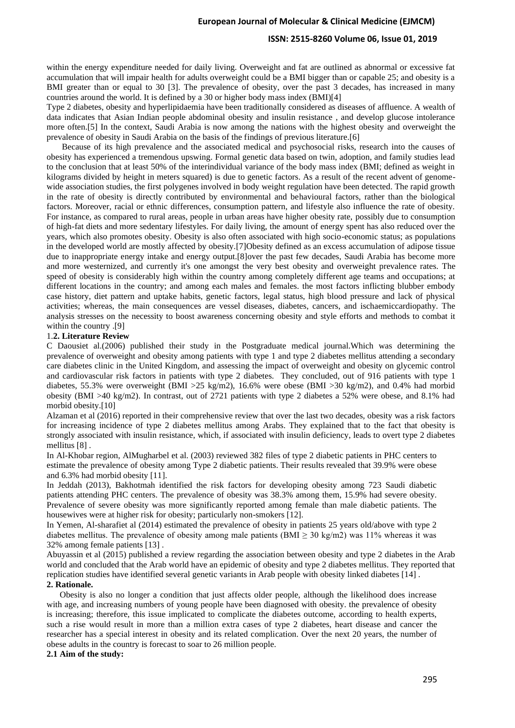within the energy expenditure needed for daily living. Overweight and fat are outlined as abnormal or excessive fat accumulation that will impair health for adults overweight could be a BMI bigger than or capable 25; and obesity is a BMI greater than or equal to 30 [3]. The prevalence of obesity, over the past 3 decades, has increased in many countries around the world. It is defined by a 30 or higher body mass index (BMI)[4]

Type 2 diabetes, obesity and hyperlipidaemia have been traditionally considered as diseases of affluence. A wealth of data indicates that Asian Indian people abdominal obesity and insulin resistance , and develop glucose intolerance more often.[5] In the context, Saudi Arabia is now among the nations with the highest obesity and overweight the prevalence of obesity in Saudi Arabia on the basis of the findings of previous literature.[6]

Because of its high prevalence and the associated medical and psychosocial risks, research into the causes of obesity has experienced a tremendous upswing. Formal genetic data based on twin, adoption, and family studies lead to the conclusion that at least 50% of the interindividual variance of the body mass index (BMI; defined as weight in kilograms divided by height in meters squared) is due to genetic factors. As a result of the recent advent of genome-wide association studies, the first polygenes involved in body weight regulation have been detected. The rapid growth in the rate of obesity is directly contributed by environmental and behavioural factors, rather than the biological factors. Moreover, racial or ethnic differences, consumption pattern, and lifestyle also influence the rate of obesity. For instance, as compared to rural areas, people in urban areas have higher obesity rate, possibly due to consumption of high-fat diets and more sedentary lifestyles. For daily living, the amount of energy spent has also reduced over the years, which also promotes obesity. Obesity is also often associated with high socio-economic status; as populations in the developed world are mostly affected by obesity.[7]Obesity defined as an excess accumulation of adipose tissue due to inappropriate energy intake and energy output.[8]over the past few decades, Saudi Arabia has become more and more westernized, and currently it's one amongst the very best obesity and overweight prevalence rates. The speed of obesity is considerably high within the country among completely different age teams and occupations; at different locations in the country; and among each males and females. the most factors inflicting blubber embody case history, diet pattern and uptake habits, genetic factors, legal status, high blood pressure and lack of physical activities; whereas, the main consequences are vessel diseases, diabetes, cancers, and ischaemiccardiopathy. The analysis stresses on the necessity to boost awareness concerning obesity and style efforts and methods to combat it within the country .[9]

## 1.2. Literature Review

C Daousiet al.(2006) published their study in the Postgraduate medical journal.Which was determining the prevalence of overweight and obesity among patients with type 1 and type 2 diabetes mellitus attending a secondary care diabetes clinic in the United Kingdom, and assessing the impact of overweight and obesity on glycemic control and cardiovascular risk factors in patients with type 2 diabetes. They concluded, out of 916 patients with type 1 diabetes, 55.3% were overweight (BMI >25 kg/m2), 16.6% were obese (BMI >30 kg/m2), and 0.4% had morbid obesity (BMI >40 kg/m2). In contrast, out of 2721 patients with type 2 diabetes a 52% were obese, and 8.1% had morbid obesity.[10]

Alzaman et al (2016) reported in their comprehensive review that over the last two decades, obesity was a risk factors for increasing incidence of type 2 diabetes mellitus among Arabs. They explained that to the fact that obesity is strongly associated with insulin resistance, which, if associated with insulin deficiency, leads to overt type 2 diabetes mellitus [8] .

In Al-Khobar region, AlMugharbel et al. (2003) reviewed 382 files of type 2 diabetic patients in PHC centers to estimate the prevalence of obesity among Type 2 diabetic patients. Their results revealed that 39.9% were obese and 6.3% had morbid obesity [11].

In Jeddah (2013), Bakhotmah identified the risk factors for developing obesity among 723 Saudi diabetic patients attending PHC centers. The prevalence of obesity was 38.3% among them, 15.9% had severe obesity. Prevalence of severe obesity was more significantly reported among female than male diabetic patients. The housewives were at higher risk for obesity; particularly non-smokers [12].

In Yemen, Al-sharafiet al (2014) estimated the prevalence of obesity in patients 25 years old/above with type 2 diabetes mellitus. The prevalence of obesity among male patients (BMI $\geq$ 30 kg/m2) was 11% whereas it was 32% among female patients [13] .

Abuyassin et al (2015) published a review regarding the association between obesity and type 2 diabetes in the Arab world and concluded that the Arab world have an epidemic of obesity and type 2 diabetes mellitus. They reported that replication studies have identified several genetic variants in Arab people with obesity linked diabetes [14] .

## 2. Rationale.

Obesity is also no longer a condition that just affects older people, although the likelihood does increase with age, and increasing numbers of young people have been diagnosed with obesity. the prevalence of obesity is increasing; therefore, this issue implicated to complicate the diabetes outcome, according to health experts, such a rise would result in more than a million extra cases of type 2 diabetes, heart disease and cancer the researcher has a special interest in obesity and its related complication. Over the next 20 years, the number of obese adults in the country is forecast to soar to 26 million people.

### 2.1 Aim of the study: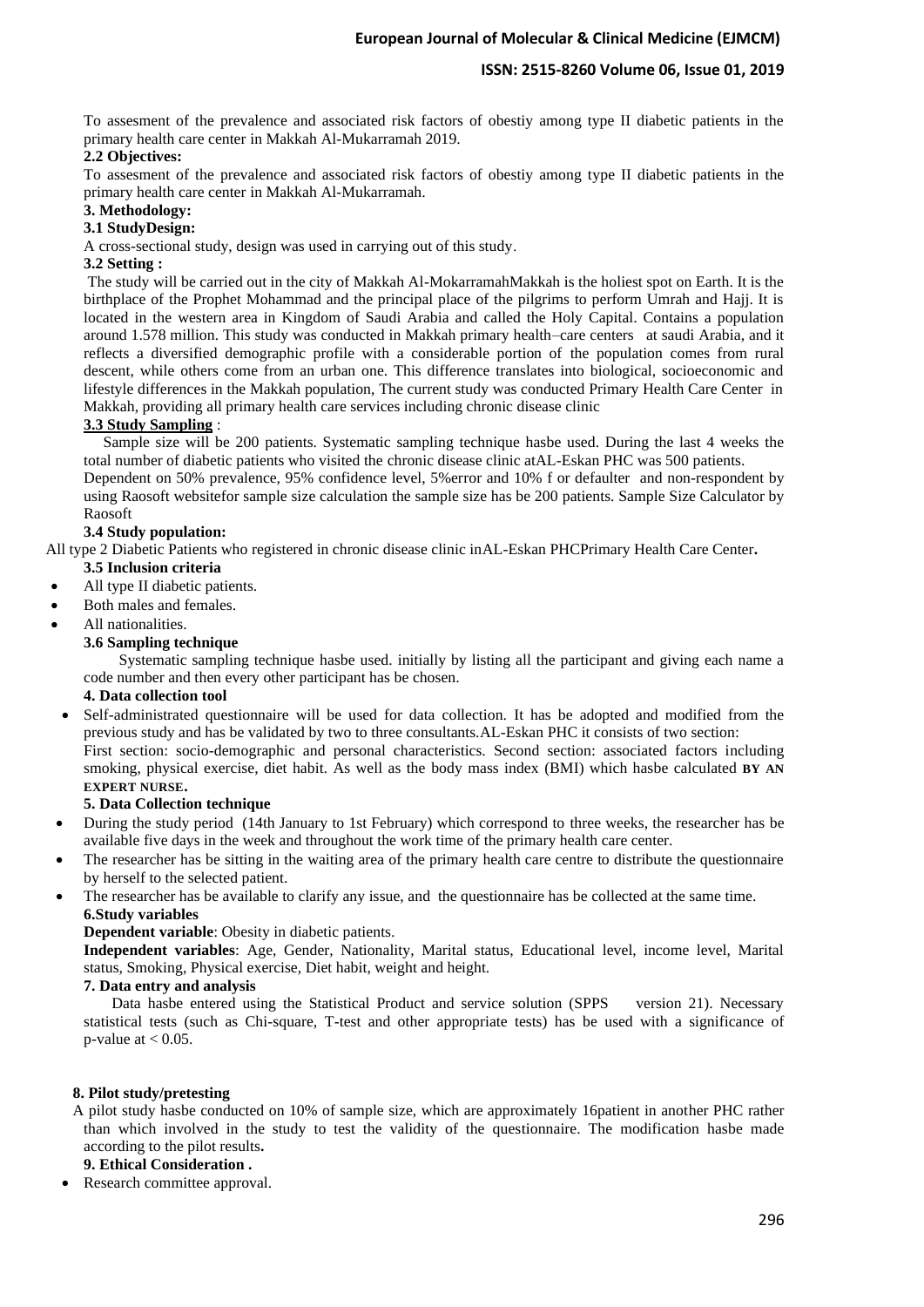To assesment of the prevalence and associated risk factors of obestiy among type II diabetic patients in the primary health care center in Makkah Al-Mukarramah 2019.

**2.2 Objectives:**

To assesment of the prevalence and associated risk factors of obestiy among type II diabetic patients in the primary health care center in Makkah Al-Mukarramah.

**3. Methodology:**

**3.1 StudyDesign:**

A cross-sectional study, design was used in carrying out of this study.

**3.2 Setting :**

The study will be carried out in the city of Makkah Al-MokarramahMakkah is the holiest spot on Earth. It is the birthplace of the Prophet Mohammad and the principal place of the pilgrims to perform Umrah and Hajj. It is located in the western area in Kingdom of Saudi Arabia and called the Holy Capital. Contains a population around 1.578 million. This study was conducted in Makkah primary health–care centers at saudi Arabia, and it reflects a diversified demographic profile with a considerable portion of the population comes from rural descent, while others come from an urban one. This difference translates into biological, socioeconomic and lifestyle differences in the Makkah population, The current study was conducted Primary Health Care Center in Makkah, providing all primary health care services including chronic disease clinic

**3.3 Study Sampling** :

Sample size will be 200 patients. Systematic sampling technique hasbe used. During the last 4 weeks the total number of diabetic patients who visited the chronic disease clinic atAL-Eskan PHC was 500 patients.

Dependent on 50% prevalence, 95% confidence level, 5%error and 10% f or defaulter and non-respondent by using Raosoft websitefor sample size calculation the sample size has be 200 patients. Sample Size Calculator by Raosoft

**3.4 Study population:**

All type 2 Diabetic Patients who registered in chronic disease clinic inAL-Eskan PHCPrimary Health Care Center**.**

**3.5 Inclusion criteria**

- All type II diabetic patients.
- Both males and females.
- All nationalities.

**3.6 Sampling technique**

Systematic sampling technique hasbe used. initially by listing all the participant and giving each name a code number and then every other participant has be chosen.

**4. Data collection tool**

- Self-administrated questionnaire will be used for data collection. It has be adopted and modified from the previous study and has be validated by two to three consultants.AL-Eskan PHC it consists of two section:
  First section: socio-demographic and personal characteristics. Second section: associated factors including smoking, physical exercise, diet habit. As well as the body mass index (BMI) which hasbe calculated **BY AN EXPERT NURSE.**

**5. Data Collection technique**

- During the study period (14th January to 1st February) which correspond to three weeks, the researcher has be available five days in the week and throughout the work time of the primary health care center.
- The researcher has be sitting in the waiting area of the primary health care centre to distribute the questionnaire by herself to the selected patient.
- The researcher has be available to clarify any issue, and the questionnaire has be collected at the same time.

**6.Study variables**

**Dependent variable**: Obesity in diabetic patients.

**Independent variables**: Age, Gender, Nationality, Marital status, Educational level, income level, Marital status, Smoking, Physical exercise, Diet habit, weight and height.

**7. Data entry and analysis**

Data hasbe entered using the Statistical Product and service solution (SPPS version 21). Necessary statistical tests (such as Chi-square, T-test and other appropriate tests) has be used with a significance of p-value at < 0.05.

**8. Pilot study/pretesting**

A pilot study hasbe conducted on 10% of sample size, which are approximately 16patient in another PHC rather than which involved in the study to test the validity of the questionnaire. The modification hasbe made according to the pilot results**.**

**9. Ethical Consideration .**

- Research committee approval.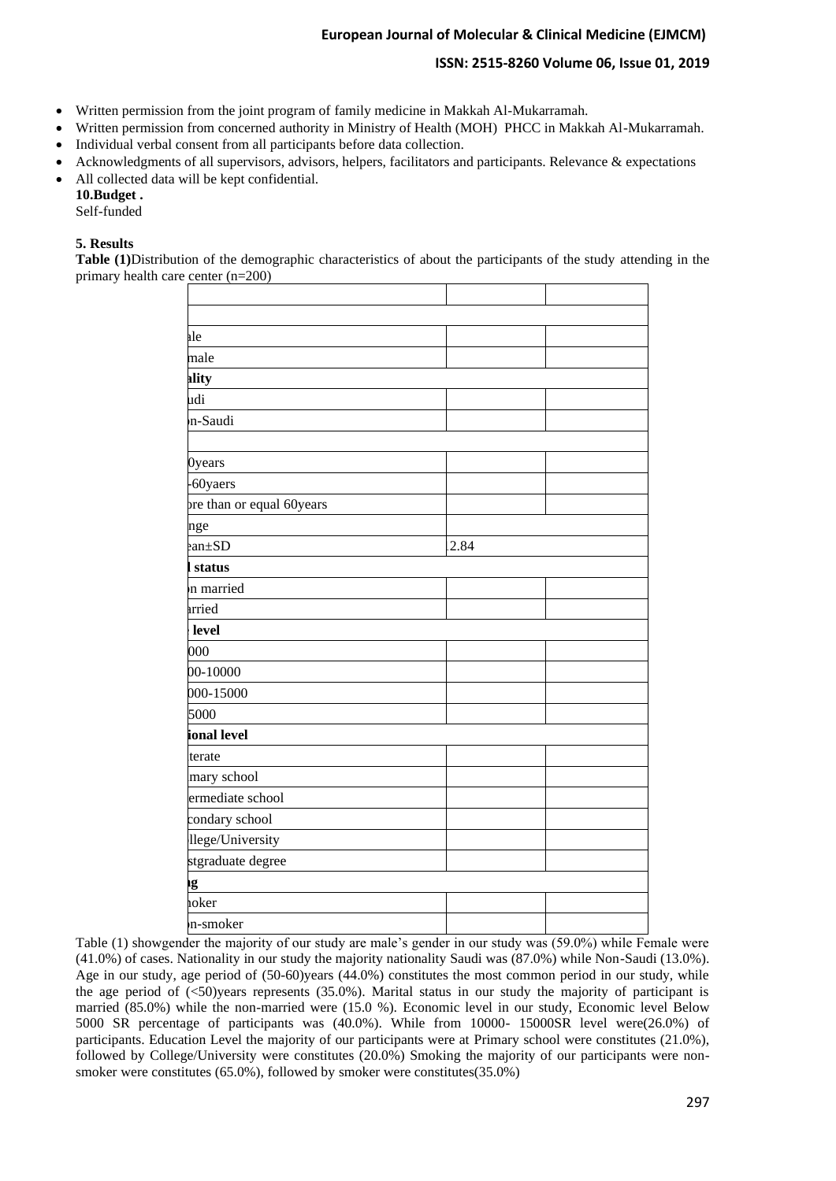- Written permission from the joint program of family medicine in Makkah Al-Mukarramah.
- Written permission from concerned authority in Ministry of Health (MOH) PHCC in Makkah Al-Mukarramah.
- Individual verbal consent from all participants before data collection.
- Acknowledgments of all supervisors, advisors, helpers, facilitators and participants. Relevance & expectations
- All collected data will be kept confidential.

**10.Budget .**

Self-funded

### 5. Results

**Table (1)**Distribution of the demographic characteristics of about the participants of the study attending in the primary health care center (n=200)

| | | |
|---|---|---|
| | | |
| ale | | |
| male | | |
| **ality** | | |
| udi | | |
| n-Saudi | | |
| | | |
| 0years | | |
| -60yaers | | |
| ore than or equal 60years | | |
| nge | | |
| ean±SD | 2.84 | |
| **l status** | | |
| n married | | |
| arried | | |
| **level** | | |
| 000 | | |
| 00-10000 | | |
| 000-15000 | | |
| 5000 | | |
| **ional level** | | |
| terate | | |
| mary school | | |
| ermediate school | | |
| condary school | | |
| llege/University | | |
| stgraduate degree | | |
| **g** | | |
| noker | | |
| n-smoker | | |

Table (1) showgender the majority of our study are male's gender in our study was (59.0%) while Female were (41.0%) of cases. Nationality in our study the majority nationality Saudi was (87.0%) while Non-Saudi (13.0%). Age in our study, age period of (50-60)years (44.0%) constitutes the most common period in our study, while the age period of (<50)years represents (35.0%). Marital status in our study the majority of participant is married (85.0%) while the non-married were (15.0 %). Economic level in our study, Economic level Below 5000 SR percentage of participants was (40.0%). While from 10000- 15000SR level were(26.0%) of participants. Education Level the majority of our participants were at Primary school were constitutes (21.0%), followed by College/University were constitutes (20.0%) Smoking the majority of our participants were non-smoker were constitutes (65.0%), followed by smoker were constitutes(35.0%)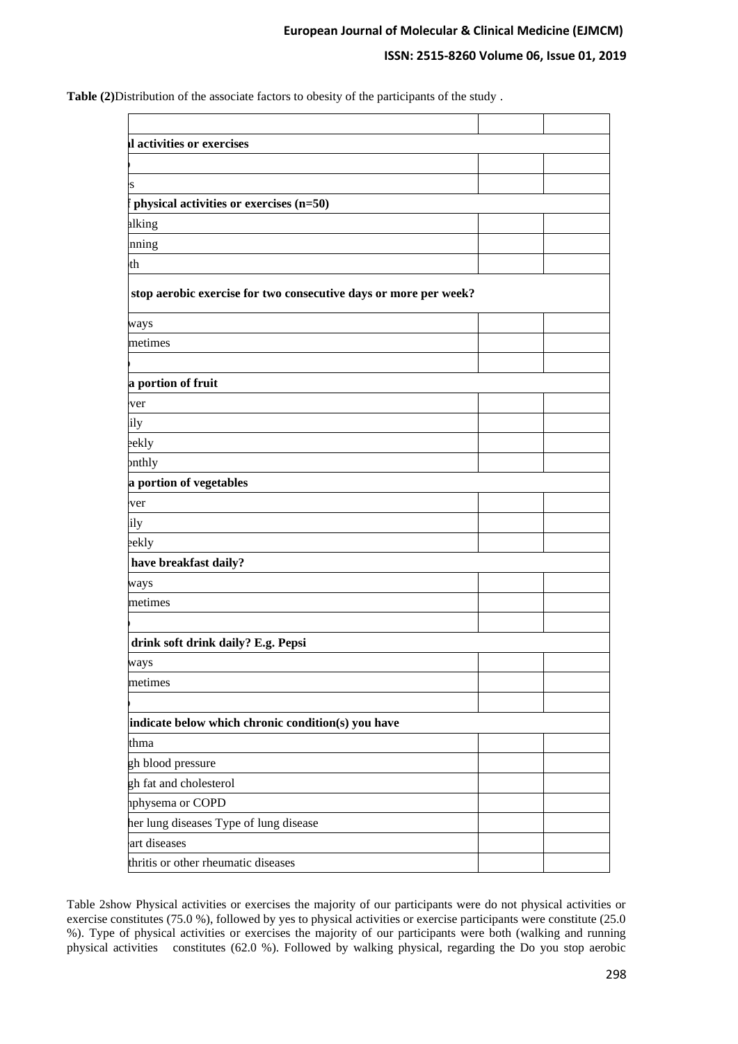**Table (2)**Distribution of the associate factors to obesity of the participants of the study .

| | | |
|---|---|---|
| **l activities or exercises** | | |
| ) | | |
| s | | |
| **f physical activities or exercises (n=50)** | | |
| alking | | |
| nning | | |
| th | | |
| **stop aerobic exercise for two consecutive days or more per week?** | | |
| ways | | |
| metimes | | |
| ) | | |
| **a portion of fruit** | | |
| ver | | |
| ily | | |
| eekly | | |
| onthly | | |
| **a portion of vegetables** | | |
| ver | | |
| ily | | |
| eekly | | |
| **have breakfast daily?** | | |
| ways | | |
| metimes | | |
| ) | | |
| **drink soft drink daily? E.g. Pepsi** | | |
| ways | | |
| metimes | | |
| ) | | |
| **indicate below which chronic condition(s) you have** | | |
| thma | | |
| gh blood pressure | | |
| gh fat and cholesterol | | |
| nphysema or COPD | | |
| her lung diseases Type of lung disease | | |
| art diseases | | |
| thritis or other rheumatic diseases | | |

Table 2show Physical activities or exercises the majority of our participants were do not physical activities or exercise constitutes (75.0 %), followed by yes to physical activities or exercise participants were constitute (25.0 %). Type of physical activities or exercises the majority of our participants were both (walking and running physical activities constitutes (62.0 %). Followed by walking physical, regarding the Do you stop aerobic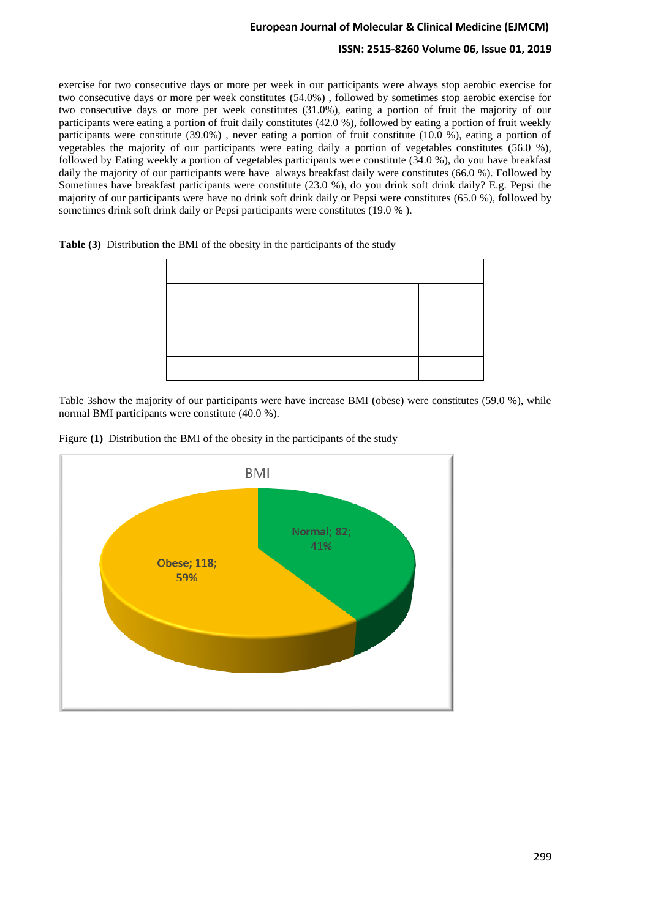exercise for two consecutive days or more per week in our participants were always stop aerobic exercise for two consecutive days or more per week constitutes (54.0%) , followed by sometimes stop aerobic exercise for two consecutive days or more per week constitutes (31.0%), eating a portion of fruit the majority of our participants were eating a portion of fruit daily constitutes (42.0 %), followed by eating a portion of fruit weekly participants were constitute (39.0%) , never eating a portion of fruit constitute (10.0 %), eating a portion of vegetables the majority of our participants were eating daily a portion of vegetables constitutes (56.0 %), followed by Eating weekly a portion of vegetables participants were constitute (34.0 %), do you have breakfast daily the majority of our participants were have always breakfast daily were constitutes (66.0 %). Followed by Sometimes have breakfast participants were constitute (23.0 %), do you drink soft drink daily? E.g. Pepsi the majority of our participants were have no drink soft drink daily or Pepsi were constitutes (65.0 %), followed by sometimes drink soft drink daily or Pepsi participants were constitutes (19.0 % ).

**Table (3)** Distribution the BMI of the obesity in the participants of the study

| | | |
|---|---|---|
| | | |
| | | |
| | | |
| | | |

Table 3show the majority of our participants were have increase BMI (obese) were constitutes (59.0 %), while normal BMI participants were constitute (40.0 %).

Figure **(1)** Distribution the BMI of the obesity in the participants of the study

BMI

Obese; 118; 59%

Normal; 82; 41%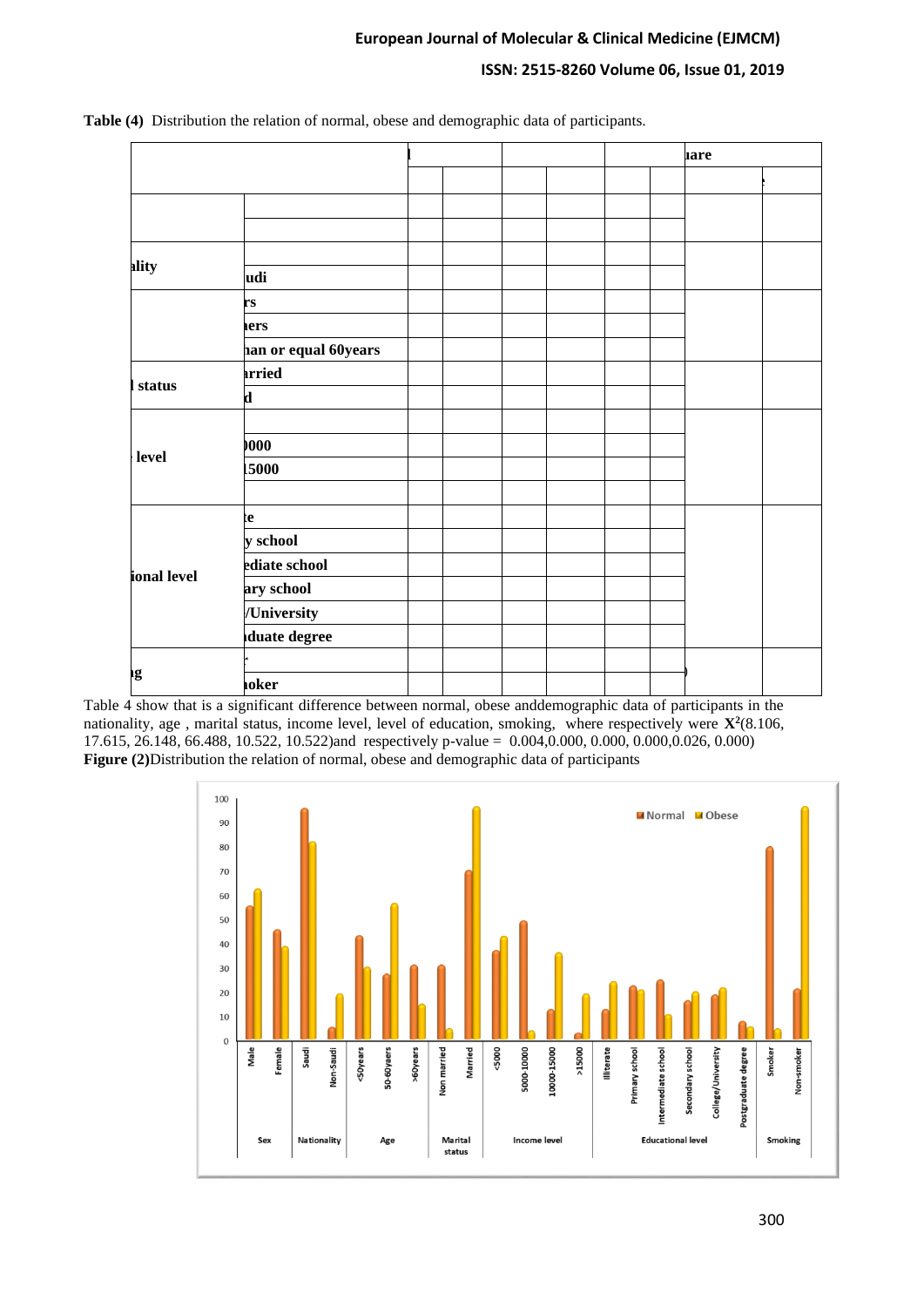**Table (4)** Distribution the relation of normal, obese and demographic data of participants.

| | | l | | | | | | uare | |
|---|---|---|---|---|---|---|---|---|---|
| | | | | | | | | | |
| | | | | | | | | | |
| | | | | | | | | | |
| ality | | | | | | | | | |
| | udi | | | | | | | | |
| | rs | | | | | | | | |
| | ers | | | | | | | | |
| | han or equal 60years | | | | | | | | |
| l status | arried | | | | | | | | |
| | d | | | | | | | | |
| level | | | | | | | | | |
| | 0000 | | | | | | | | |
| | 15000 | | | | | | | | |
| | | | | | | | | | |
| ional level | te | | | | | | | | |
| | y school | | | | | | | | |
| | ediate school | | | | | | | | |
| | ary school | | | | | | | | |
| | /University | | | | | | | | |
| | duate degree | | | | | | | | |
| ng | | | | | | | | | |
| | oker | | | | | | | | |

Table 4 show that is a significant difference between normal, obese anddemographic data of participants in the nationality, age , marital status, income level, level of education, smoking, where respectively were $X^2$(8.106, 17.615, 26.148, 66.488, 10.522, 10.522)and respectively p-value = 0.004,0.000, 0.000, 0.000,0.026, 0.000)

**Figure (2)**Distribution the relation of normal, obese and demographic data of participants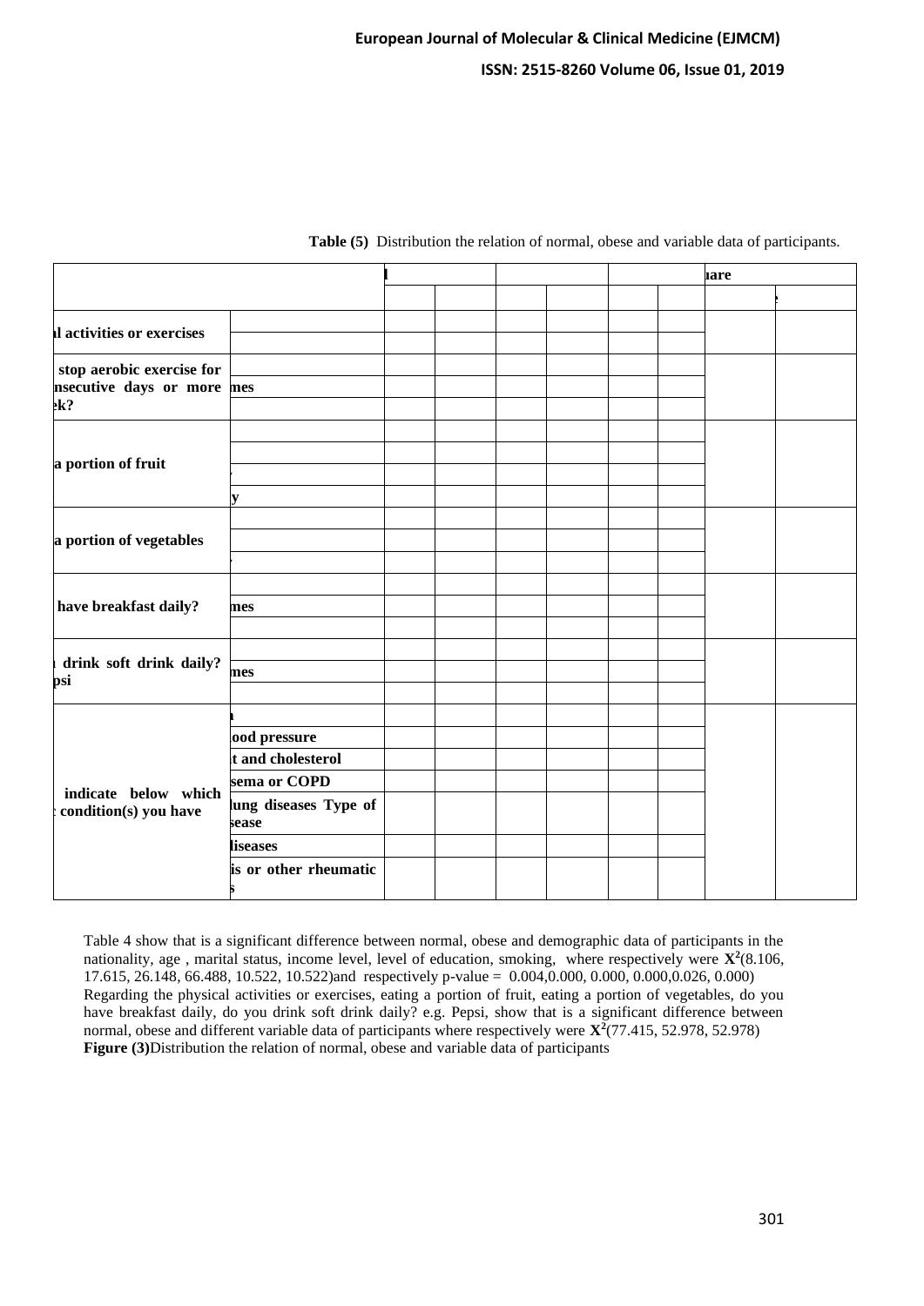**Table (5)** Distribution the relation of normal, obese and variable data of participants.

| | | l | | | | | | uare | |
|---|---|---|---|---|---|---|---|---|---|
| | | | | | | | | | |
| l activities or exercises | | | | | | | | | |
| | | | | | | | | | |
| stop aerobic exercise for nsecutive days or more ek? | | | | | | | | | |
| | mes | | | | | | | | |
| | | | | | | | | | |
| a portion of fruit | | | | | | | | | |
| | | | | | | | | | |
| | | | | | | | | | |
| | y | | | | | | | | |
| a portion of vegetables | | | | | | | | | |
| | | | | | | | | | |
| | | | | | | | | | |
| have breakfast daily? | | | | | | | | | |
| | mes | | | | | | | | |
| | | | | | | | | | |
| drink soft drink daily? psi | | | | | | | | | |
| | mes | | | | | | | | |
| | | | | | | | | | |
| indicate below which condition(s) you have | | | | | | | | | |
| | ood pressure | | | | | | | | |
| | t and cholesterol | | | | | | | | |
| | sema or COPD | | | | | | | | |
| | lung diseases Type of sease | | | | | | | | |
| | liseases | | | | | | | | |
| | is or other rheumatic s | | | | | | | | |

Table 4 show that is a significant difference between normal, obese and demographic data of participants in the nationality, age , marital status, income level, level of education, smoking, where respectively were $X^2$(8.106, 17.615, 26.148, 66.488, 10.522, 10.522)and respectively p-value = 0.004,0.000, 0.000, 0.000,0.026, 0.000)

Regarding the physical activities or exercises, eating a portion of fruit, eating a portion of vegetables, do you have breakfast daily, do you drink soft drink daily? e.g. Pepsi, show that is a significant difference between normal, obese and different variable data of participants where respectively were $X^2$(77.415, 52.978, 52.978)

**Figure (3)**Distribution the relation of normal, obese and variable data of participants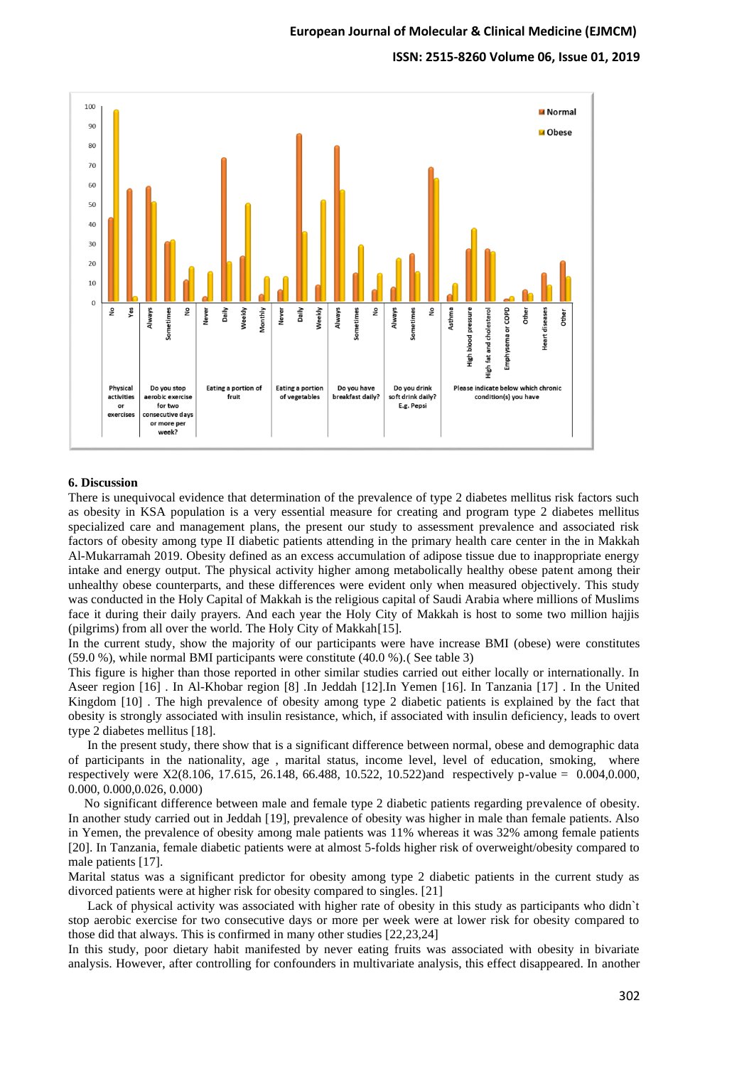## 6. Discussion

There is unequivocal evidence that determination of the prevalence of type 2 diabetes mellitus risk factors such as obesity in KSA population is a very essential measure for creating and program type 2 diabetes mellitus specialized care and management plans, the present our study to assessment prevalence and associated risk factors of obesity among type II diabetic patients attending in the primary health care center in the in Makkah Al-Mukarramah 2019. Obesity defined as an excess accumulation of adipose tissue due to inappropriate energy intake and energy output. The physical activity higher among metabolically healthy obese patent among their unhealthy obese counterparts, and these differences were evident only when measured objectively. This study was conducted in the Holy Capital of Makkah is the religious capital of Saudi Arabia where millions of Muslims face it during their daily prayers. And each year the Holy City of Makkah is host to some two million hajjis (pilgrims) from all over the world. The Holy City of Makkah[15].

In the current study, show the majority of our participants were have increase BMI (obese) were constitutes (59.0 %), while normal BMI participants were constitute (40.0 %).( See table 3)

This figure is higher than those reported in other similar studies carried out either locally or internationally. In Aseer region [16] . In Al-Khobar region [8] .In Jeddah [12].In Yemen [16]. In Tanzania [17] . In the United Kingdom [10] . The high prevalence of obesity among type 2 diabetic patients is explained by the fact that obesity is strongly associated with insulin resistance, which, if associated with insulin deficiency, leads to overt type 2 diabetes mellitus [18].

In the present study, there show that is a significant difference between normal, obese and demographic data of participants in the nationality, age , marital status, income level, level of education, smoking, where respectively were X2(8.106, 17.615, 26.148, 66.488, 10.522, 10.522)and respectively p-value = 0.004,0.000, 0.000, 0.000,0.026, 0.000)

No significant difference between male and female type 2 diabetic patients regarding prevalence of obesity. In another study carried out in Jeddah [19], prevalence of obesity was higher in male than female patients. Also in Yemen, the prevalence of obesity among male patients was 11% whereas it was 32% among female patients [20]. In Tanzania, female diabetic patients were at almost 5-folds higher risk of overweight/obesity compared to male patients [17].

Marital status was a significant predictor for obesity among type 2 diabetic patients in the current study as divorced patients were at higher risk for obesity compared to singles. [21]

Lack of physical activity was associated with higher rate of obesity in this study as participants who didn`t stop aerobic exercise for two consecutive days or more per week were at lower risk for obesity compared to those did that always. This is confirmed in many other studies [22,23,24]

In this study, poor dietary habit manifested by never eating fruits was associated with obesity in bivariate analysis. However, after controlling for confounders in multivariate analysis, this effect disappeared. In another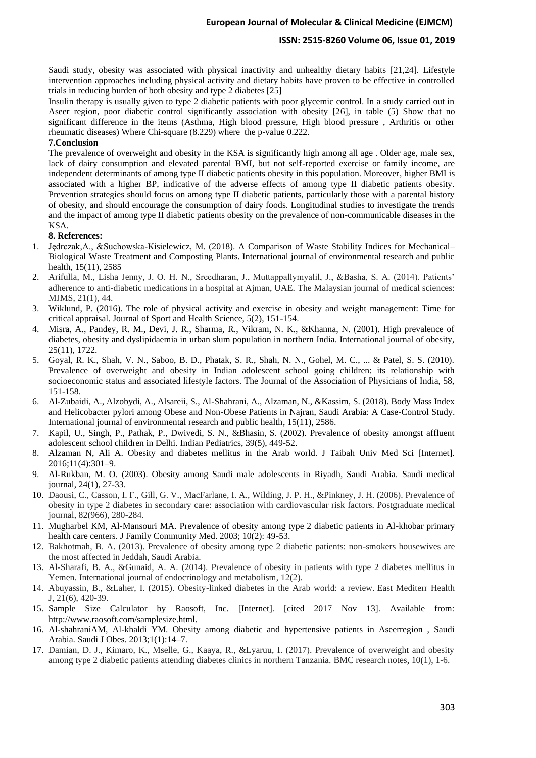Saudi study, obesity was associated with physical inactivity and unhealthy dietary habits [21,24]. Lifestyle intervention approaches including physical activity and dietary habits have proven to be effective in controlled trials in reducing burden of both obesity and type 2 diabetes [25]

Insulin therapy is usually given to type 2 diabetic patients with poor glycemic control. In a study carried out in Aseer region, poor diabetic control significantly association with obesity [26], in table (5) Show that no significant difference in the items (Asthma, High blood pressure, High blood pressure , Arthritis or other rheumatic diseases) Where Chi-square (8.229) where the p-value 0.222.

## 7.Conclusion

The prevalence of overweight and obesity in the KSA is significantly high among all age . Older age, male sex, lack of dairy consumption and elevated parental BMI, but not self-reported exercise or family income, are independent determinants of among type II diabetic patients obesity in this population. Moreover, higher BMI is associated with a higher BP, indicative of the adverse effects of among type II diabetic patients obesity. Prevention strategies should focus on among type II diabetic patients, particularly those with a parental history of obesity, and should encourage the consumption of dairy foods. Longitudinal studies to investigate the trends and the impact of among type II diabetic patients obesity on the prevalence of non-communicable diseases in the KSA.

## 8. References:

1. Jędrczak,A., &Suchowska-Kisielewicz, M. (2018). A Comparison of Waste Stability Indices for Mechanical–Biological Waste Treatment and Composting Plants. International journal of environmental research and public health, 15(11), 2585
2. Arifulla, M., Lisha Jenny, J. O. H. N., Sreedharan, J., Muttappallymyalil, J., &Basha, S. A. (2014). Patients' adherence to anti-diabetic medications in a hospital at Ajman, UAE. The Malaysian journal of medical sciences: MJMS, 21(1), 44.
3. Wiklund, P. (2016). The role of physical activity and exercise in obesity and weight management: Time for critical appraisal. Journal of Sport and Health Science, 5(2), 151-154.
4. Misra, A., Pandey, R. M., Devi, J. R., Sharma, R., Vikram, N. K., &Khanna, N. (2001). High prevalence of diabetes, obesity and dyslipidaemia in urban slum population in northern India. International journal of obesity, 25(11), 1722.
5. Goyal, R. K., Shah, V. N., Saboo, B. D., Phatak, S. R., Shah, N. N., Gohel, M. C., ... & Patel, S. S. (2010). Prevalence of overweight and obesity in Indian adolescent school going children: its relationship with socioeconomic status and associated lifestyle factors. The Journal of the Association of Physicians of India, 58, 151-158.
6. Al-Zubaidi, A., Alzobydi, A., Alsareii, S., Al-Shahrani, A., Alzaman, N., &Kassim, S. (2018). Body Mass Index and Helicobacter pylori among Obese and Non-Obese Patients in Najran, Saudi Arabia: A Case-Control Study. International journal of environmental research and public health, 15(11), 2586.
7. Kapil, U., Singh, P., Pathak, P., Dwivedi, S. N., &Bhasin, S. (2002). Prevalence of obesity amongst affluent adolescent school children in Delhi. Indian Pediatrics, 39(5), 449-52.
8. Alzaman N, Ali A. Obesity and diabetes mellitus in the Arab world. J Taibah Univ Med Sci [Internet]. 2016;11(4):301–9.
9. Al-Rukban, M. O. (2003). Obesity among Saudi male adolescents in Riyadh, Saudi Arabia. Saudi medical journal, 24(1), 27-33.
10. Daousi, C., Casson, I. F., Gill, G. V., MacFarlane, I. A., Wilding, J. P. H., &Pinkney, J. H. (2006). Prevalence of obesity in type 2 diabetes in secondary care: association with cardiovascular risk factors. Postgraduate medical journal, 82(966), 280-284.
11. Mugharbel KM, Al-Mansouri MA. Prevalence of obesity among type 2 diabetic patients in Al-khobar primary health care centers. J Family Community Med. 2003; 10(2): 49-53.
12. Bakhotmah, B. A. (2013). Prevalence of obesity among type 2 diabetic patients: non-smokers housewives are the most affected in Jeddah, Saudi Arabia.
13. Al-Sharafi, B. A., &Gunaid, A. A. (2014). Prevalence of obesity in patients with type 2 diabetes mellitus in Yemen. International journal of endocrinology and metabolism, 12(2).
14. Abuyassin, B., &Laher, I. (2015). Obesity-linked diabetes in the Arab world: a review. East Mediterr Health J, 21(6), 420-39.
15. Sample Size Calculator by Raosoft, Inc. [Internet]. [cited 2017 Nov 13]. Available from: http://www.raosoft.com/samplesize.html.
16. Al-shahraniAM, Al-khaldi YM. Obesity among diabetic and hypertensive patients in Aseerregion , Saudi Arabia. Saudi J Obes. 2013;1(1):14–7.
17. Damian, D. J., Kimaro, K., Mselle, G., Kaaya, R., &Lyaruu, I. (2017). Prevalence of overweight and obesity among type 2 diabetic patients attending diabetes clinics in northern Tanzania. BMC research notes, 10(1), 1-6.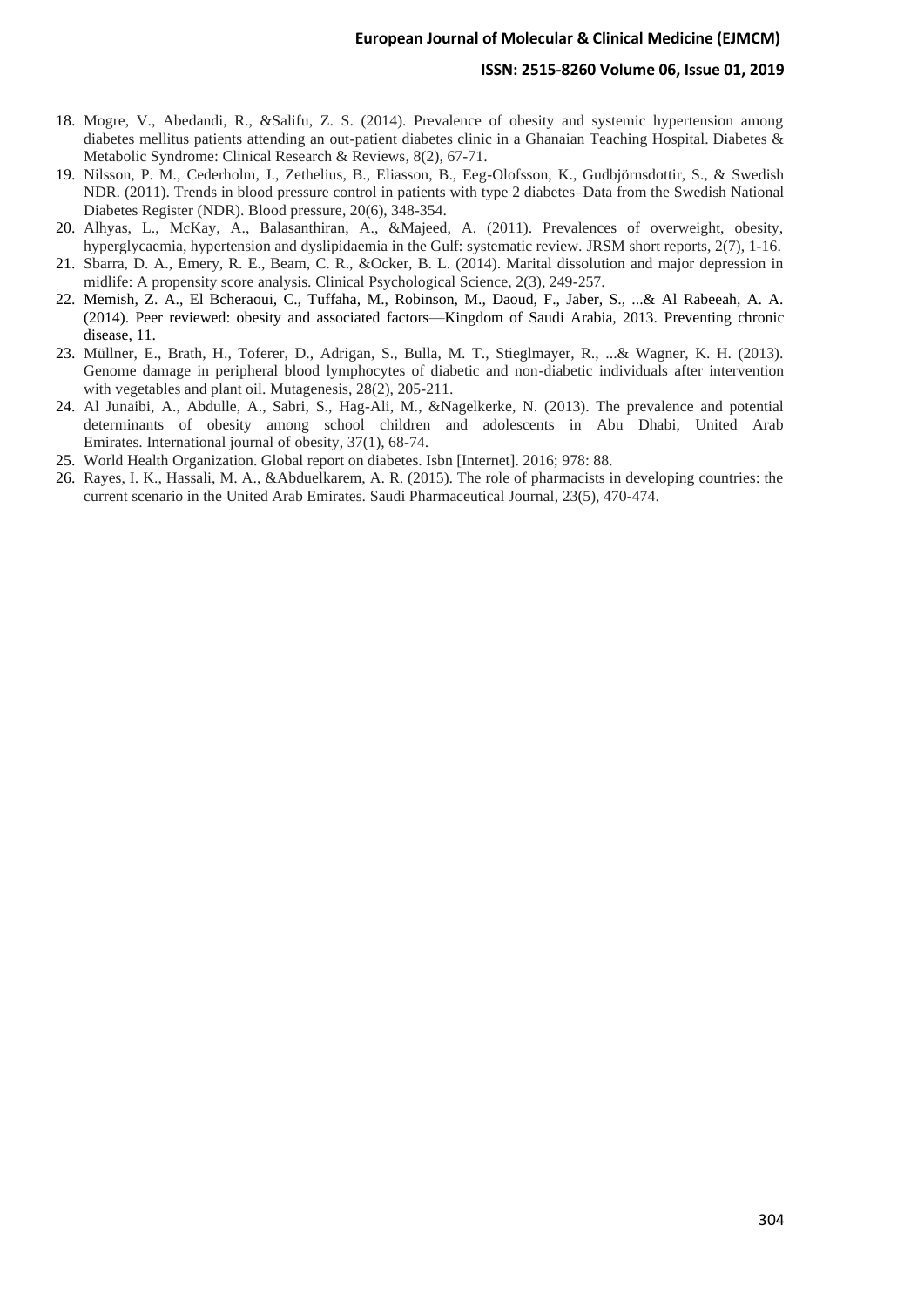18. Mogre, V., Abedandi, R., &Salifu, Z. S. (2014). Prevalence of obesity and systemic hypertension among diabetes mellitus patients attending an out-patient diabetes clinic in a Ghanaian Teaching Hospital. Diabetes & Metabolic Syndrome: Clinical Research & Reviews, 8(2), 67-71.
19. Nilsson, P. M., Cederholm, J., Zethelius, B., Eliasson, B., Eeg-Olofsson, K., Gudbjörnsdottir, S., & Swedish NDR. (2011). Trends in blood pressure control in patients with type 2 diabetes–Data from the Swedish National Diabetes Register (NDR). Blood pressure, 20(6), 348-354.
20. Alhyas, L., McKay, A., Balasanthiran, A., &Majeed, A. (2011). Prevalences of overweight, obesity, hyperglycaemia, hypertension and dyslipidaemia in the Gulf: systematic review. JRSM short reports, 2(7), 1-16.
21. Sbarra, D. A., Emery, R. E., Beam, C. R., &Ocker, B. L. (2014). Marital dissolution and major depression in midlife: A propensity score analysis. Clinical Psychological Science, 2(3), 249-257.
22. Memish, Z. A., El Bcheraoui, C., Tuffaha, M., Robinson, M., Daoud, F., Jaber, S., ...& Al Rabeeah, A. A. (2014). Peer reviewed: obesity and associated factors—Kingdom of Saudi Arabia, 2013. Preventing chronic disease, 11.
23. Müllner, E., Brath, H., Toferer, D., Adrigan, S., Bulla, M. T., Stieglmayer, R., ...& Wagner, K. H. (2013). Genome damage in peripheral blood lymphocytes of diabetic and non-diabetic individuals after intervention with vegetables and plant oil. Mutagenesis, 28(2), 205-211.
24. Al Junaibi, A., Abdulle, A., Sabri, S., Hag-Ali, M., &Nagelkerke, N. (2013). The prevalence and potential determinants of obesity among school children and adolescents in Abu Dhabi, United Arab Emirates. International journal of obesity, 37(1), 68-74.
25. World Health Organization. Global report on diabetes. Isbn [Internet]. 2016; 978: 88.
26. Rayes, I. K., Hassali, M. A., &Abduelkarem, A. R. (2015). The role of pharmacists in developing countries: the current scenario in the United Arab Emirates. Saudi Pharmaceutical Journal, 23(5), 470-474.